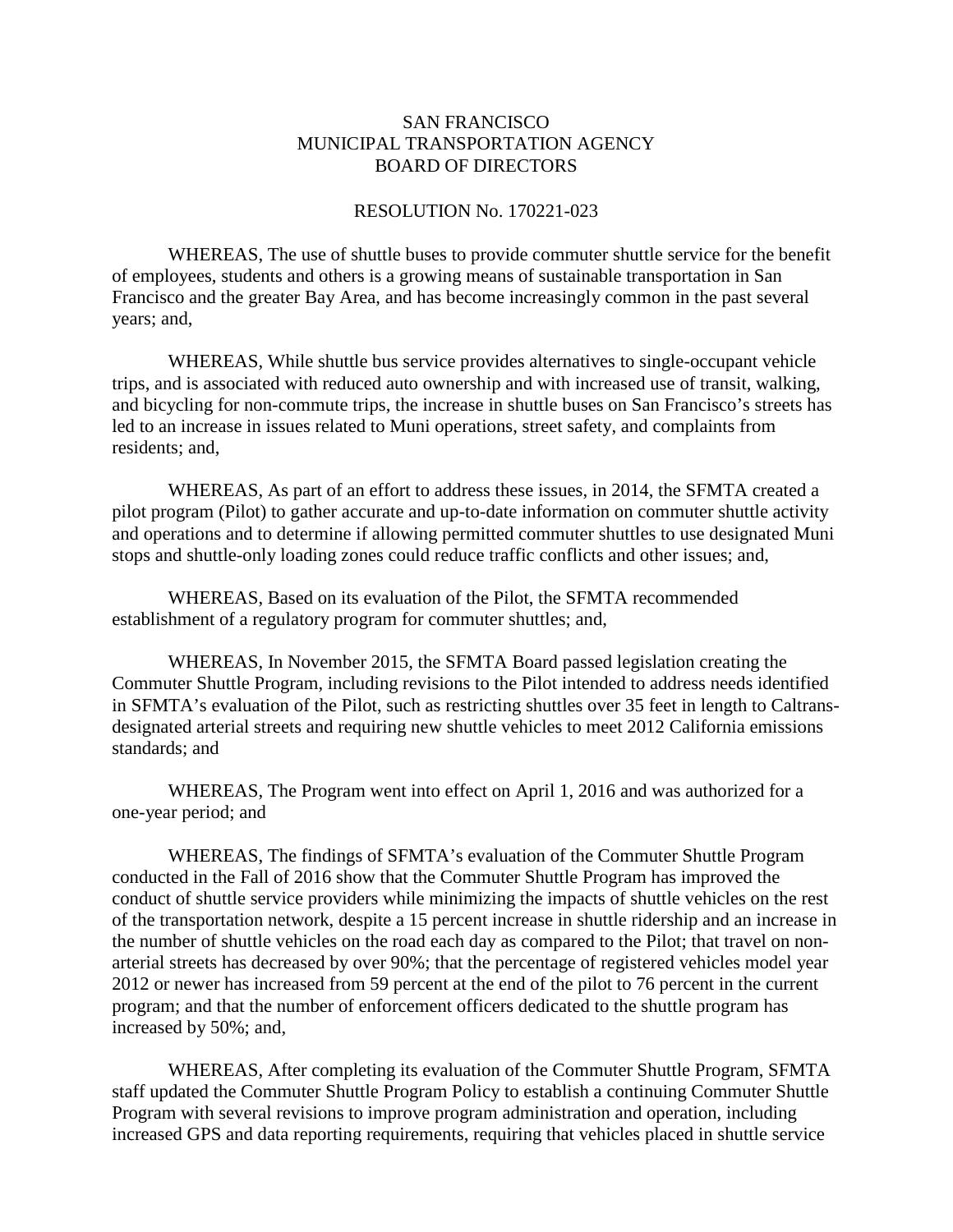# SAN FRANCISCO MUNICIPAL TRANSPORTATION AGENCY BOARD OF DIRECTORS

## RESOLUTION No. 170221-023

WHEREAS, The use of shuttle buses to provide commuter shuttle service for the benefit of employees, students and others is a growing means of sustainable transportation in San Francisco and the greater Bay Area, and has become increasingly common in the past several years; and,

WHEREAS, While shuttle bus service provides alternatives to single-occupant vehicle trips, and is associated with reduced auto ownership and with increased use of transit, walking, and bicycling for non-commute trips, the increase in shuttle buses on San Francisco's streets has led to an increase in issues related to Muni operations, street safety, and complaints from residents; and,

WHEREAS, As part of an effort to address these issues, in 2014, the SFMTA created a pilot program (Pilot) to gather accurate and up-to-date information on commuter shuttle activity and operations and to determine if allowing permitted commuter shuttles to use designated Muni stops and shuttle-only loading zones could reduce traffic conflicts and other issues; and,

WHEREAS, Based on its evaluation of the Pilot, the SFMTA recommended establishment of a regulatory program for commuter shuttles; and,

WHEREAS, In November 2015, the SFMTA Board passed legislation creating the Commuter Shuttle Program, including revisions to the Pilot intended to address needs identified in SFMTA's evaluation of the Pilot, such as restricting shuttles over 35 feet in length to Caltrans-designated arterial streets and requiring new shuttle vehicles to meet 2012 California emissions standards; and

WHEREAS, The Program went into effect on April 1, 2016 and was authorized for a one-year period; and

WHEREAS, The findings of SFMTA's evaluation of the Commuter Shuttle Program conducted in the Fall of 2016 show that the Commuter Shuttle Program has improved the conduct of shuttle service providers while minimizing the impacts of shuttle vehicles on the rest of the transportation network, despite a 15 percent increase in shuttle ridership and an increase in the number of shuttle vehicles on the road each day as compared to the Pilot; that travel on non-arterial streets has decreased by over 90%; that the percentage of registered vehicles model year 2012 or newer has increased from 59 percent at the end of the pilot to 76 percent in the current program; and that the number of enforcement officers dedicated to the shuttle program has increased by 50%; and,

WHEREAS, After completing its evaluation of the Commuter Shuttle Program, SFMTA staff updated the Commuter Shuttle Program Policy to establish a continuing Commuter Shuttle Program with several revisions to improve program administration and operation, including increased GPS and data reporting requirements, requiring that vehicles placed in shuttle service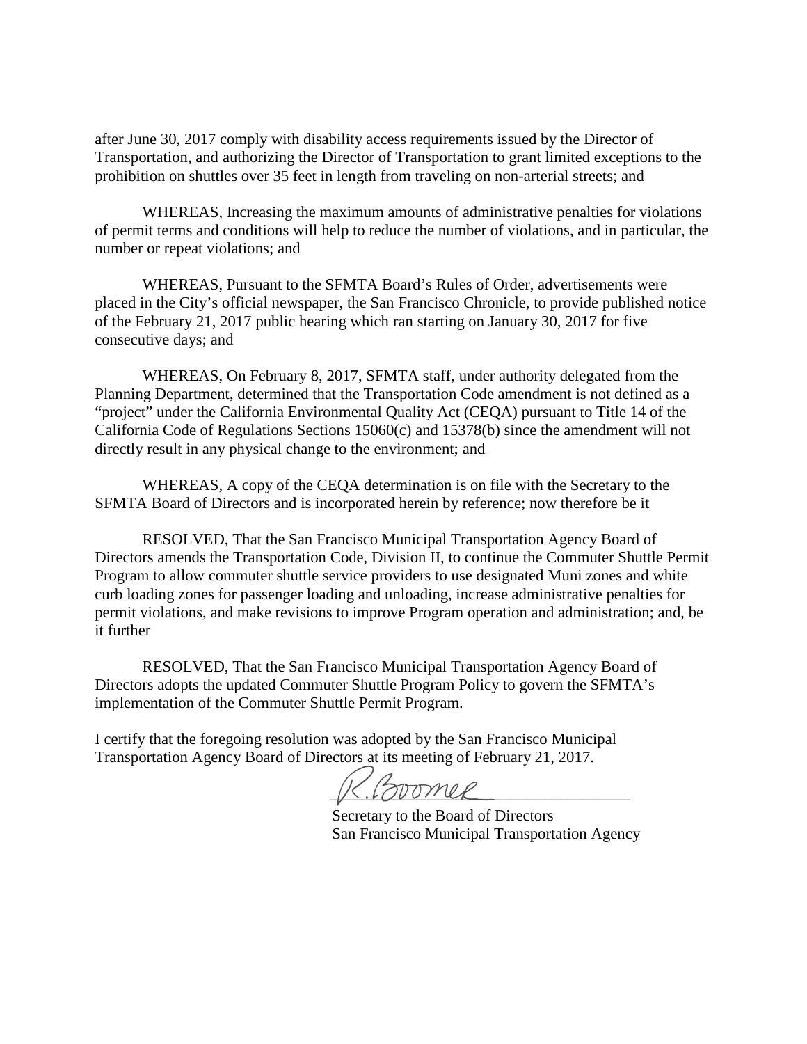after June 30, 2017 comply with disability access requirements issued by the Director of Transportation, and authorizing the Director of Transportation to grant limited exceptions to the prohibition on shuttles over 35 feet in length from traveling on non-arterial streets; and

WHEREAS, Increasing the maximum amounts of administrative penalties for violations of permit terms and conditions will help to reduce the number of violations, and in particular, the number or repeat violations; and

WHEREAS, Pursuant to the SFMTA Board's Rules of Order, advertisements were placed in the City's official newspaper, the San Francisco Chronicle, to provide published notice of the February 21, 2017 public hearing which ran starting on January 30, 2017 for five consecutive days; and

WHEREAS, On February 8, 2017, SFMTA staff, under authority delegated from the Planning Department, determined that the Transportation Code amendment is not defined as a "project" under the California Environmental Quality Act (CEQA) pursuant to Title 14 of the California Code of Regulations Sections 15060(c) and 15378(b) since the amendment will not directly result in any physical change to the environment; and

WHEREAS, A copy of the CEQA determination is on file with the Secretary to the SFMTA Board of Directors and is incorporated herein by reference; now therefore be it

RESOLVED, That the San Francisco Municipal Transportation Agency Board of Directors amends the Transportation Code, Division II, to continue the Commuter Shuttle Permit Program to allow commuter shuttle service providers to use designated Muni zones and white curb loading zones for passenger loading and unloading, increase administrative penalties for permit violations, and make revisions to improve Program operation and administration; and, be it further

RESOLVED, That the San Francisco Municipal Transportation Agency Board of Directors adopts the updated Commuter Shuttle Program Policy to govern the SFMTA's implementation of the Commuter Shuttle Permit Program.

I certify that the foregoing resolution was adopted by the San Francisco Municipal Transportation Agency Board of Directors at its meeting of February 21, 2017.

R. Boomer

Secretary to the Board of Directors
San Francisco Municipal Transportation Agency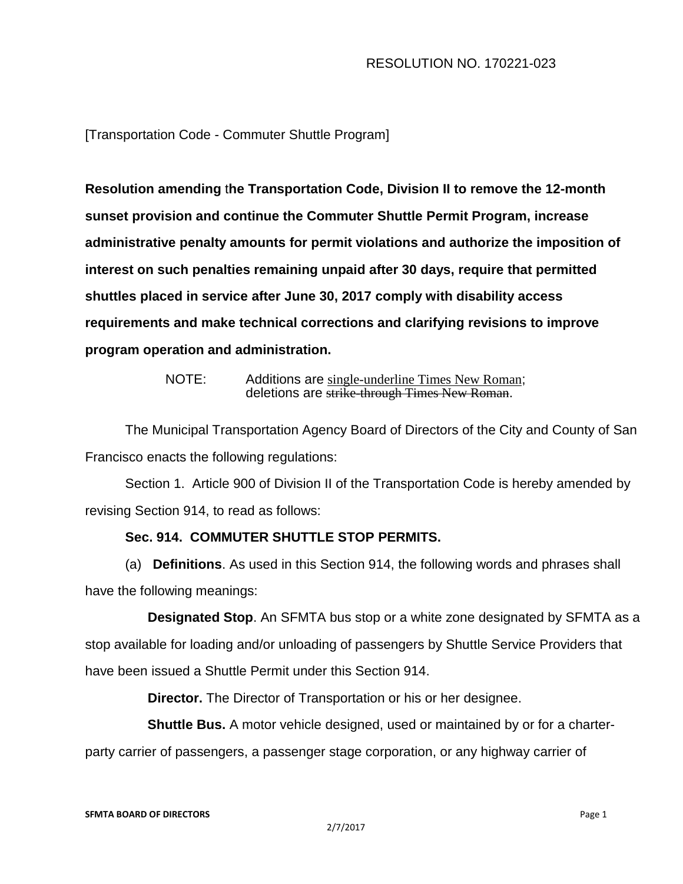RESOLUTION NO. 170221-023

[Transportation Code - Commuter Shuttle Program]

**Resolution amending the Transportation Code, Division II to remove the 12-month sunset provision and continue the Commuter Shuttle Permit Program, increase administrative penalty amounts for permit violations and authorize the imposition of interest on such penalties remaining unpaid after 30 days, require that permitted shuttles placed in service after June 30, 2017 comply with disability access requirements and make technical corrections and clarifying revisions to improve program operation and administration.**

NOTE: Additions are <u>single-underline Times New Roman</u>; deletions are ~~strike-through Times New Roman~~.

The Municipal Transportation Agency Board of Directors of the City and County of San Francisco enacts the following regulations:

Section 1. Article 900 of Division II of the Transportation Code is hereby amended by revising Section 914, to read as follows:

**Sec. 914. COMMUTER SHUTTLE STOP PERMITS.**

(a) **Definitions**. As used in this Section 914, the following words and phrases shall have the following meanings:

**Designated Stop**. An SFMTA bus stop or a white zone designated by SFMTA as a stop available for loading and/or unloading of passengers by Shuttle Service Providers that have been issued a Shuttle Permit under this Section 914.

**Director.** The Director of Transportation or his or her designee.

**Shuttle Bus.** A motor vehicle designed, used or maintained by or for a charter-party carrier of passengers, a passenger stage corporation, or any highway carrier of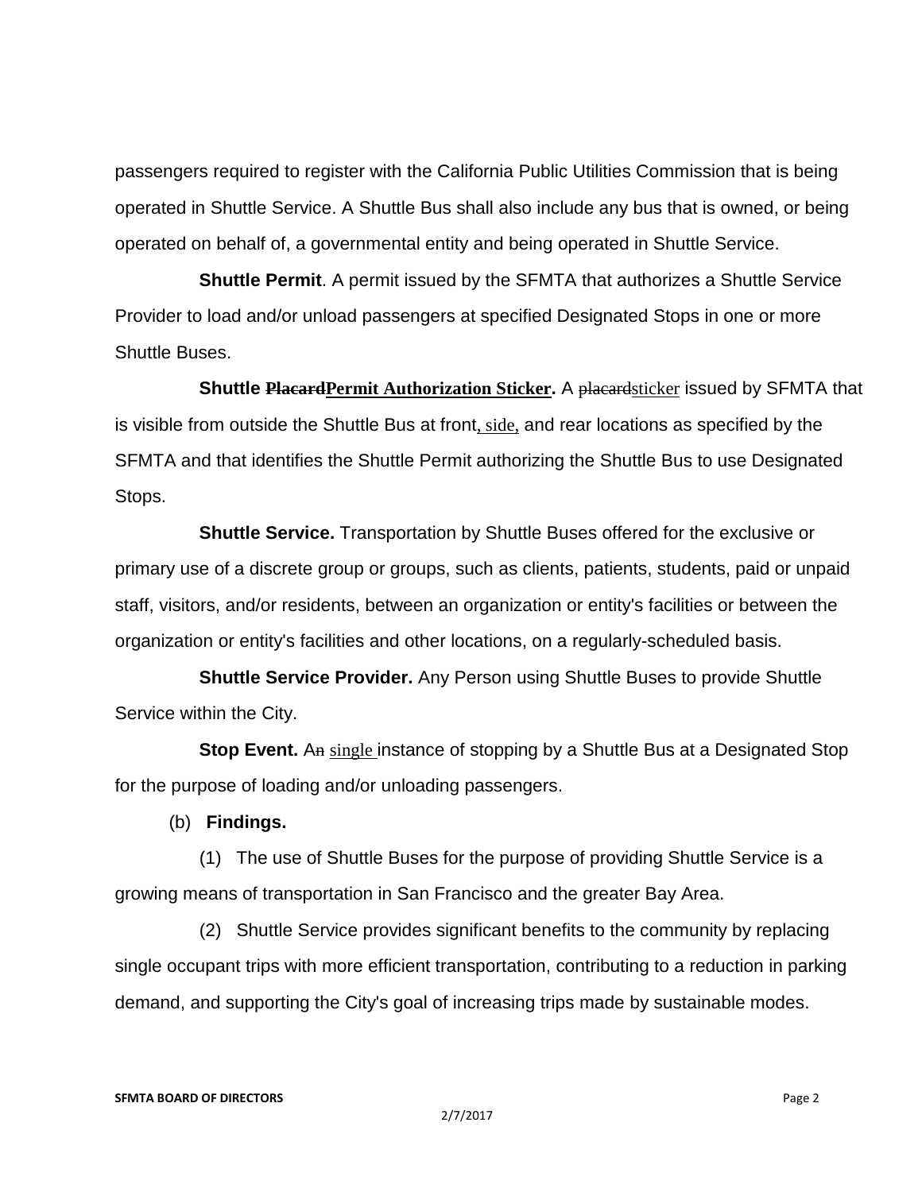passengers required to register with the California Public Utilities Commission that is being operated in Shuttle Service. A Shuttle Bus shall also include any bus that is owned, or being operated on behalf of, a governmental entity and being operated in Shuttle Service.

**Shuttle Permit**. A permit issued by the SFMTA that authorizes a Shuttle Service Provider to load and/or unload passengers at specified Designated Stops in one or more Shuttle Buses.

**Shuttle ~~Placard~~Permit Authorization Sticker.** A ~~placard~~sticker issued by SFMTA that is visible from outside the Shuttle Bus at front, side, and rear locations as specified by the SFMTA and that identifies the Shuttle Permit authorizing the Shuttle Bus to use Designated Stops.

**Shuttle Service.** Transportation by Shuttle Buses offered for the exclusive or primary use of a discrete group or groups, such as clients, patients, students, paid or unpaid staff, visitors, and/or residents, between an organization or entity's facilities or between the organization or entity's facilities and other locations, on a regularly-scheduled basis.

**Shuttle Service Provider.** Any Person using Shuttle Buses to provide Shuttle Service within the City.

**Stop Event.** A~~n~~ single instance of stopping by a Shuttle Bus at a Designated Stop for the purpose of loading and/or unloading passengers.

(b) **Findings.**

(1) The use of Shuttle Buses for the purpose of providing Shuttle Service is a growing means of transportation in San Francisco and the greater Bay Area.

(2) Shuttle Service provides significant benefits to the community by replacing single occupant trips with more efficient transportation, contributing to a reduction in parking demand, and supporting the City's goal of increasing trips made by sustainable modes.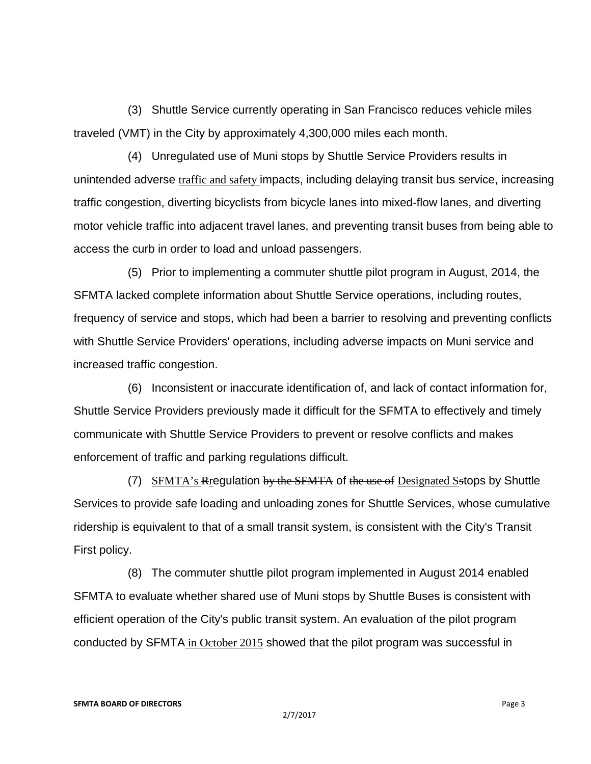(3) Shuttle Service currently operating in San Francisco reduces vehicle miles traveled (VMT) in the City by approximately 4,300,000 miles each month.

(4) Unregulated use of Muni stops by Shuttle Service Providers results in unintended adverse traffic and safety impacts, including delaying transit bus service, increasing traffic congestion, diverting bicyclists from bicycle lanes into mixed-flow lanes, and diverting motor vehicle traffic into adjacent travel lanes, and preventing transit buses from being able to access the curb in order to load and unload passengers.

(5) Prior to implementing a commuter shuttle pilot program in August, 2014, the SFMTA lacked complete information about Shuttle Service operations, including routes, frequency of service and stops, which had been a barrier to resolving and preventing conflicts with Shuttle Service Providers' operations, including adverse impacts on Muni service and increased traffic congestion.

(6) Inconsistent or inaccurate identification of, and lack of contact information for, Shuttle Service Providers previously made it difficult for the SFMTA to effectively and timely communicate with Shuttle Service Providers to prevent or resolve conflicts and makes enforcement of traffic and parking regulations difficult.

(7) SFMTA's ~~R~~regulation ~~by the SFMTA~~ of ~~the use of~~ Designated ~~S~~stops by Shuttle Services to provide safe loading and unloading zones for Shuttle Services, whose cumulative ridership is equivalent to that of a small transit system, is consistent with the City's Transit First policy.

(8) The commuter shuttle pilot program implemented in August 2014 enabled SFMTA to evaluate whether shared use of Muni stops by Shuttle Buses is consistent with efficient operation of the City's public transit system. An evaluation of the pilot program conducted by SFMTA in October 2015 showed that the pilot program was successful in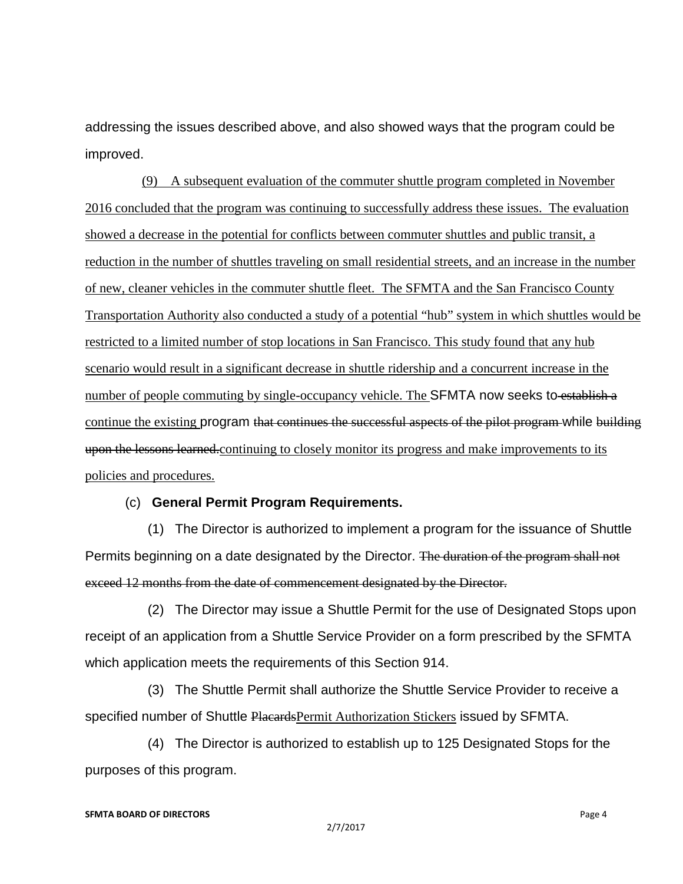addressing the issues described above, and also showed ways that the program could be improved.

(9) A subsequent evaluation of the commuter shuttle program completed in November 2016 concluded that the program was continuing to successfully address these issues. The evaluation showed a decrease in the potential for conflicts between commuter shuttles and public transit, a reduction in the number of shuttles traveling on small residential streets, and an increase in the number of new, cleaner vehicles in the commuter shuttle fleet. The SFMTA and the San Francisco County Transportation Authority also conducted a study of a potential "hub" system in which shuttles would be restricted to a limited number of stop locations in San Francisco. This study found that any hub scenario would result in a significant decrease in shuttle ridership and a concurrent increase in the number of people commuting by single-occupancy vehicle. The SFMTA now seeks to ~~establish a~~ continue the existing program ~~that continues the successful aspects of the pilot program~~ while ~~building upon the lessons learned.~~continuing to closely monitor its progress and make improvements to its policies and procedures.

(c) **General Permit Program Requirements.**

(1) The Director is authorized to implement a program for the issuance of Shuttle Permits beginning on a date designated by the Director. ~~The duration of the program shall not exceed 12 months from the date of commencement designated by the Director.~~

(2) The Director may issue a Shuttle Permit for the use of Designated Stops upon receipt of an application from a Shuttle Service Provider on a form prescribed by the SFMTA which application meets the requirements of this Section 914.

(3) The Shuttle Permit shall authorize the Shuttle Service Provider to receive a specified number of Shuttle ~~Placards~~Permit Authorization Stickers issued by SFMTA.

(4) The Director is authorized to establish up to 125 Designated Stops for the purposes of this program.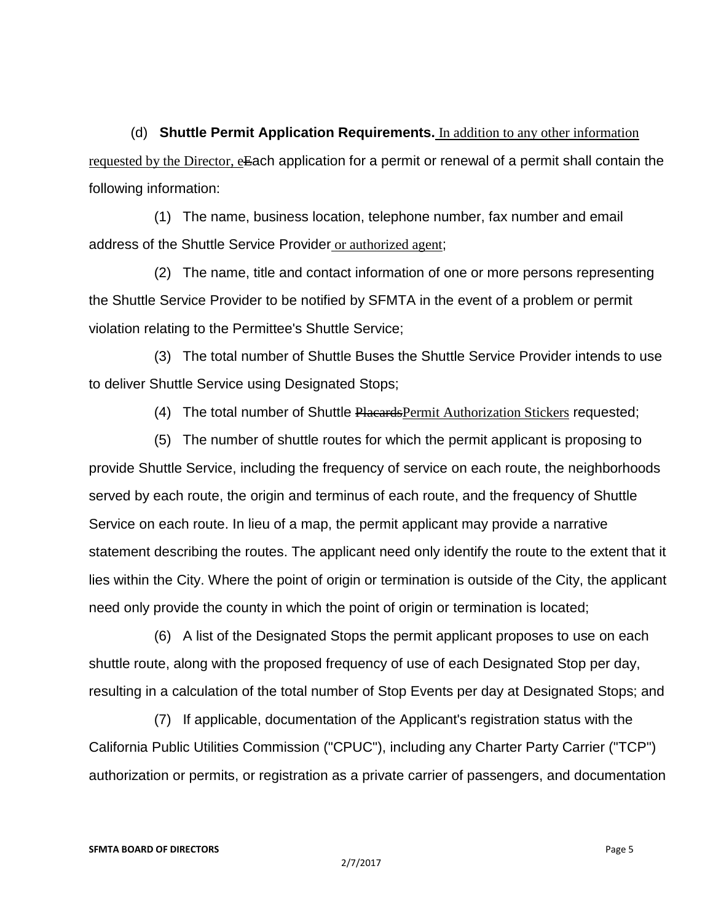(d) **Shuttle Permit Application Requirements.** <u>In addition to any other information requested by the Director, e</u>~~E~~ach application for a permit or renewal of a permit shall contain the following information:

(1) The name, business location, telephone number, fax number and email address of the Shuttle Service Provider<u> or authorized agent</u>;

(2) The name, title and contact information of one or more persons representing the Shuttle Service Provider to be notified by SFMTA in the event of a problem or permit violation relating to the Permittee's Shuttle Service;

(3) The total number of Shuttle Buses the Shuttle Service Provider intends to use to deliver Shuttle Service using Designated Stops;

(4) The total number of Shuttle ~~Placards~~<u>Permit Authorization Stickers</u> requested;

(5) The number of shuttle routes for which the permit applicant is proposing to provide Shuttle Service, including the frequency of service on each route, the neighborhoods served by each route, the origin and terminus of each route, and the frequency of Shuttle Service on each route. In lieu of a map, the permit applicant may provide a narrative statement describing the routes. The applicant need only identify the route to the extent that it lies within the City. Where the point of origin or termination is outside of the City, the applicant need only provide the county in which the point of origin or termination is located;

(6) A list of the Designated Stops the permit applicant proposes to use on each shuttle route, along with the proposed frequency of use of each Designated Stop per day, resulting in a calculation of the total number of Stop Events per day at Designated Stops; and

(7) If applicable, documentation of the Applicant's registration status with the California Public Utilities Commission ("CPUC"), including any Charter Party Carrier ("TCP") authorization or permits, or registration as a private carrier of passengers, and documentation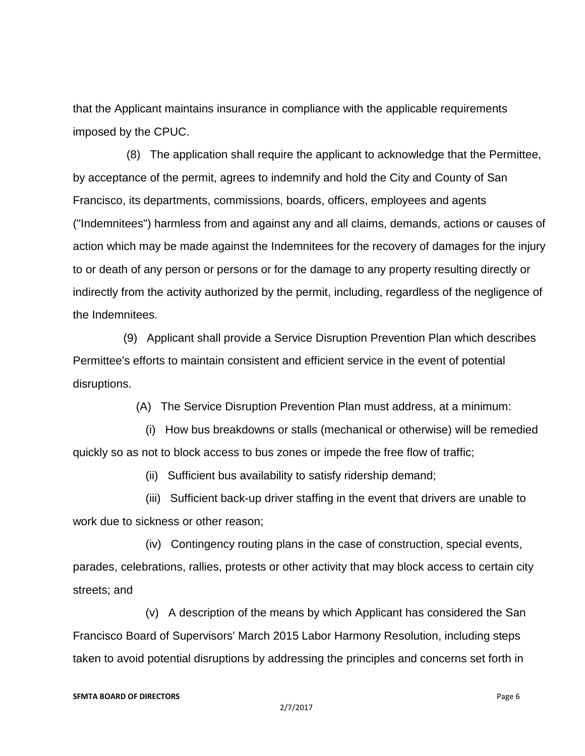that the Applicant maintains insurance in compliance with the applicable requirements imposed by the CPUC.

(8) The application shall require the applicant to acknowledge that the Permittee, by acceptance of the permit, agrees to indemnify and hold the City and County of San Francisco, its departments, commissions, boards, officers, employees and agents ("Indemnitees") harmless from and against any and all claims, demands, actions or causes of action which may be made against the Indemnitees for the recovery of damages for the injury to or death of any person or persons or for the damage to any property resulting directly or indirectly from the activity authorized by the permit, including, regardless of the negligence of the Indemnitees.

(9) Applicant shall provide a Service Disruption Prevention Plan which describes Permittee's efforts to maintain consistent and efficient service in the event of potential disruptions.

(A) The Service Disruption Prevention Plan must address, at a minimum:

(i) How bus breakdowns or stalls (mechanical or otherwise) will be remedied quickly so as not to block access to bus zones or impede the free flow of traffic;

(ii) Sufficient bus availability to satisfy ridership demand;

(iii) Sufficient back-up driver staffing in the event that drivers are unable to work due to sickness or other reason;

(iv) Contingency routing plans in the case of construction, special events, parades, celebrations, rallies, protests or other activity that may block access to certain city streets; and

(v) A description of the means by which Applicant has considered the San Francisco Board of Supervisors' March 2015 Labor Harmony Resolution, including steps taken to avoid potential disruptions by addressing the principles and concerns set forth in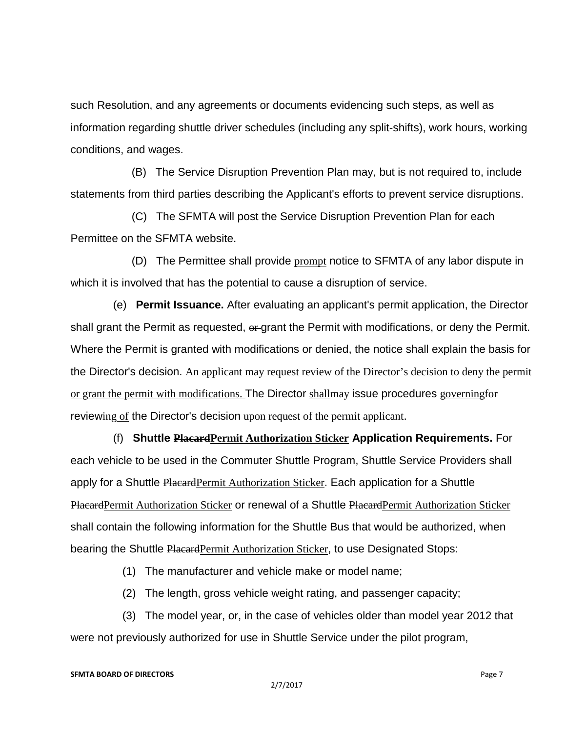such Resolution, and any agreements or documents evidencing such steps, as well as information regarding shuttle driver schedules (including any split-shifts), work hours, working conditions, and wages.

(B) The Service Disruption Prevention Plan may, but is not required to, include statements from third parties describing the Applicant's efforts to prevent service disruptions.

(C) The SFMTA will post the Service Disruption Prevention Plan for each Permittee on the SFMTA website.

(D) The Permittee shall provide <u>prompt</u> notice to SFMTA of any labor dispute in which it is involved that has the potential to cause a disruption of service.

(e) **Permit Issuance.** After evaluating an applicant's permit application, the Director shall grant the Permit as requested, ~~or~~ grant the Permit with modifications, or deny the Permit. Where the Permit is granted with modifications or denied, the notice shall explain the basis for the Director's decision. <u>An applicant may request review of the Director's decision to deny the permit or grant the permit with modifications.</u> The Director <u>shall</u>~~may~~ issue procedures <u>governing</u>~~for~~ review~~ing~~ <u>of</u> the Director's decision ~~upon request of the permit applicant~~.

(f) **Shuttle ~~Placard~~<u>Permit Authorization Sticker</u> Application Requirements.** For each vehicle to be used in the Commuter Shuttle Program, Shuttle Service Providers shall apply for a Shuttle ~~Placard~~<u>Permit Authorization Sticker</u>. Each application for a Shuttle ~~Placard~~<u>Permit Authorization Sticker</u> or renewal of a Shuttle ~~Placard~~<u>Permit Authorization Sticker</u> shall contain the following information for the Shuttle Bus that would be authorized, when bearing the Shuttle ~~Placard~~<u>Permit Authorization Sticker</u>, to use Designated Stops:

(1) The manufacturer and vehicle make or model name;

(2) The length, gross vehicle weight rating, and passenger capacity;

(3) The model year, or, in the case of vehicles older than model year 2012 that were not previously authorized for use in Shuttle Service under the pilot program,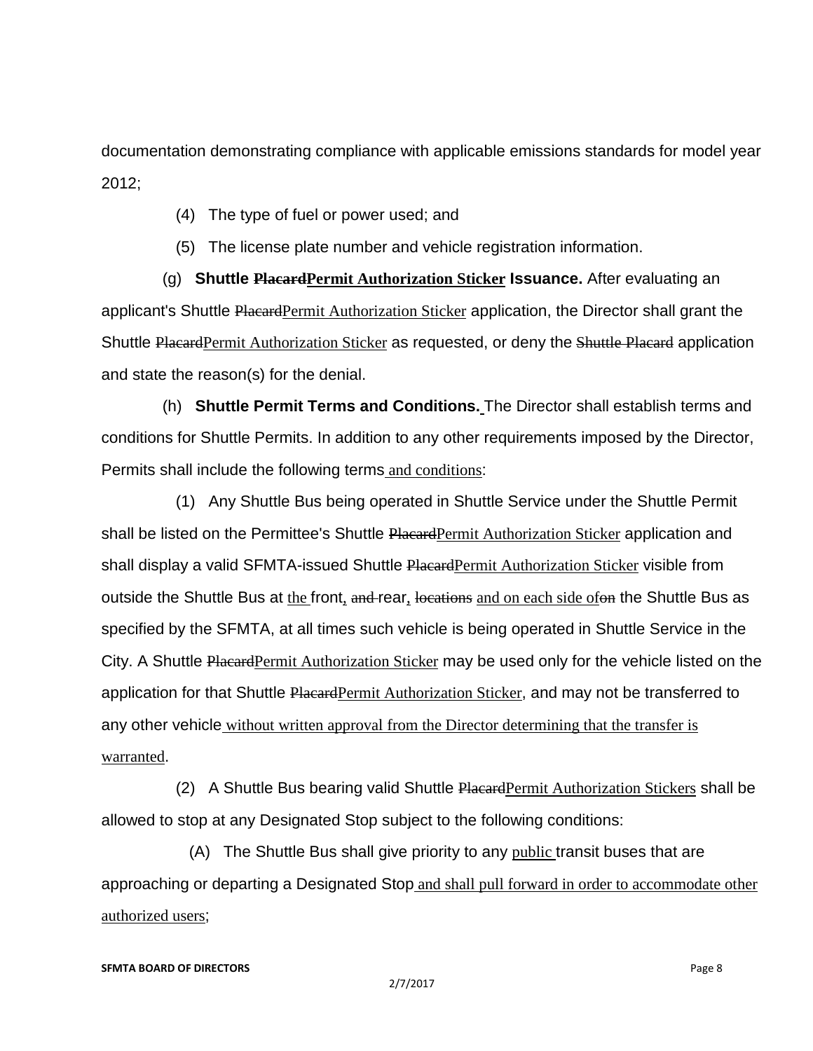documentation demonstrating compliance with applicable emissions standards for model year 2012;

(4) The type of fuel or power used; and

(5) The license plate number and vehicle registration information.

(g) **Shuttle ~~Placard~~Permit Authorization Sticker Issuance.** After evaluating an applicant's Shuttle ~~Placard~~Permit Authorization Sticker application, the Director shall grant the Shuttle ~~Placard~~Permit Authorization Sticker as requested, or deny the ~~Shuttle Placard~~ application and state the reason(s) for the denial.

(h) **Shuttle Permit Terms and Conditions.** The Director shall establish terms and conditions for Shuttle Permits. In addition to any other requirements imposed by the Director, Permits shall include the following terms and conditions:

(1) Any Shuttle Bus being operated in Shuttle Service under the Shuttle Permit shall be listed on the Permittee's Shuttle ~~Placard~~Permit Authorization Sticker application and shall display a valid SFMTA-issued Shuttle ~~Placard~~Permit Authorization Sticker visible from outside the Shuttle Bus at the front, ~~and~~ rear, ~~locations~~ and on each side of~~on~~ the Shuttle Bus as specified by the SFMTA, at all times such vehicle is being operated in Shuttle Service in the City. A Shuttle ~~Placard~~Permit Authorization Sticker may be used only for the vehicle listed on the application for that Shuttle ~~Placard~~Permit Authorization Sticker, and may not be transferred to any other vehicle without written approval from the Director determining that the transfer is warranted.

(2) A Shuttle Bus bearing valid Shuttle ~~Placard~~Permit Authorization Stickers shall be allowed to stop at any Designated Stop subject to the following conditions:

(A) The Shuttle Bus shall give priority to any public transit buses that are approaching or departing a Designated Stop and shall pull forward in order to accommodate other authorized users;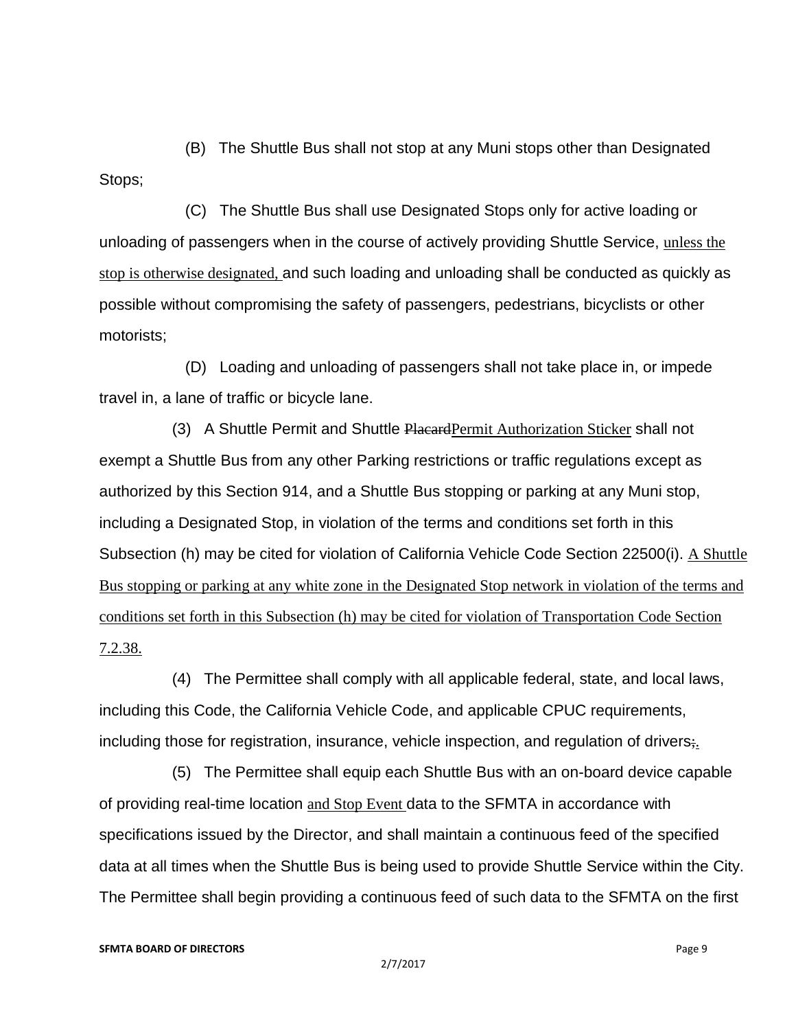(B) The Shuttle Bus shall not stop at any Muni stops other than Designated Stops;

(C) The Shuttle Bus shall use Designated Stops only for active loading or unloading of passengers when in the course of actively providing Shuttle Service, unless the stop is otherwise designated, and such loading and unloading shall be conducted as quickly as possible without compromising the safety of passengers, pedestrians, bicyclists or other motorists;

(D) Loading and unloading of passengers shall not take place in, or impede travel in, a lane of traffic or bicycle lane.

(3) A Shuttle Permit and Shuttle ~~Placard~~Permit Authorization Sticker shall not exempt a Shuttle Bus from any other Parking restrictions or traffic regulations except as authorized by this Section 914, and a Shuttle Bus stopping or parking at any Muni stop, including a Designated Stop, in violation of the terms and conditions set forth in this Subsection (h) may be cited for violation of California Vehicle Code Section 22500(i). A Shuttle Bus stopping or parking at any white zone in the Designated Stop network in violation of the terms and conditions set forth in this Subsection (h) may be cited for violation of Transportation Code Section 7.2.38.

(4) The Permittee shall comply with all applicable federal, state, and local laws, including this Code, the California Vehicle Code, and applicable CPUC requirements, including those for registration, insurance, vehicle inspection, and regulation of drivers~~;~~.

(5) The Permittee shall equip each Shuttle Bus with an on-board device capable of providing real-time location and Stop Event data to the SFMTA in accordance with specifications issued by the Director, and shall maintain a continuous feed of the specified data at all times when the Shuttle Bus is being used to provide Shuttle Service within the City. The Permittee shall begin providing a continuous feed of such data to the SFMTA on the first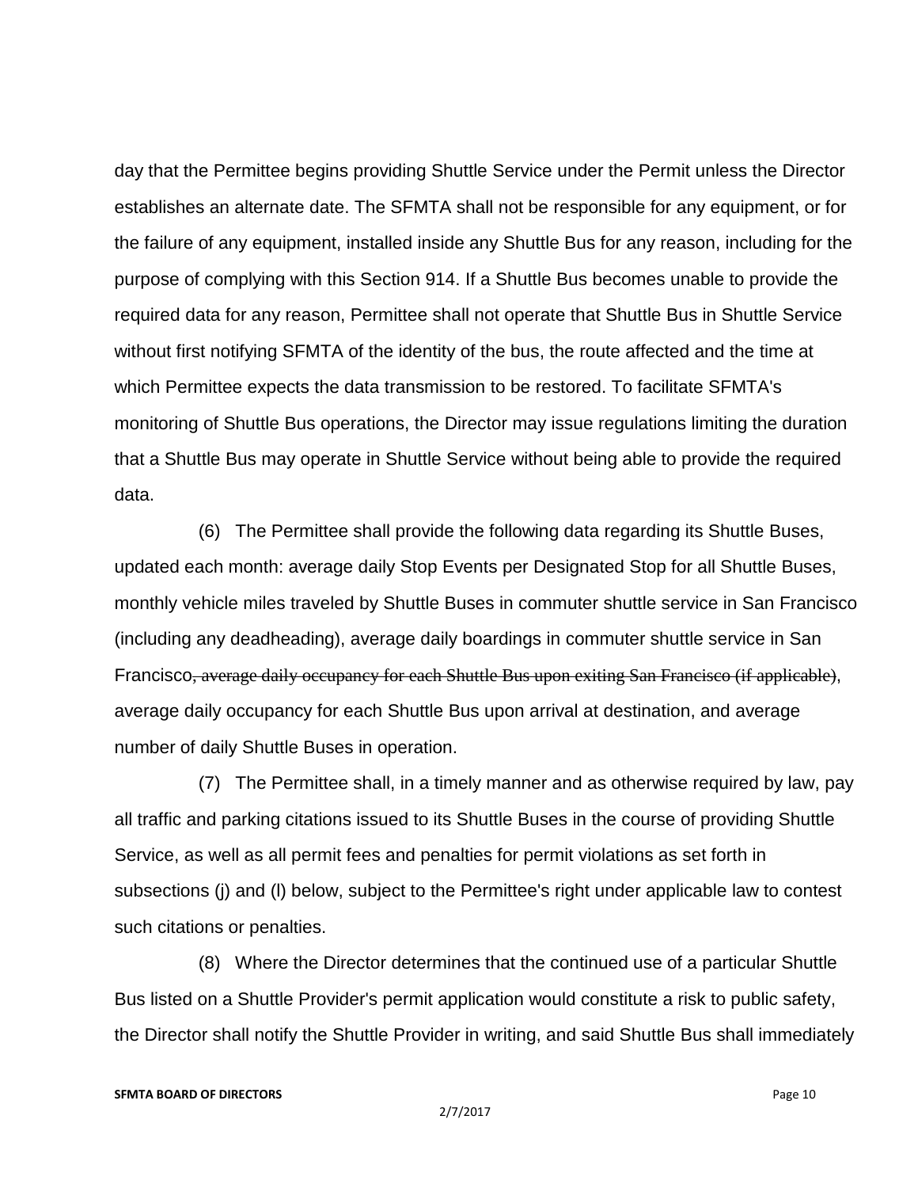day that the Permittee begins providing Shuttle Service under the Permit unless the Director establishes an alternate date. The SFMTA shall not be responsible for any equipment, or for the failure of any equipment, installed inside any Shuttle Bus for any reason, including for the purpose of complying with this Section 914. If a Shuttle Bus becomes unable to provide the required data for any reason, Permittee shall not operate that Shuttle Bus in Shuttle Service without first notifying SFMTA of the identity of the bus, the route affected and the time at which Permittee expects the data transmission to be restored. To facilitate SFMTA's monitoring of Shuttle Bus operations, the Director may issue regulations limiting the duration that a Shuttle Bus may operate in Shuttle Service without being able to provide the required data.

(6) The Permittee shall provide the following data regarding its Shuttle Buses, updated each month: average daily Stop Events per Designated Stop for all Shuttle Buses, monthly vehicle miles traveled by Shuttle Buses in commuter shuttle service in San Francisco (including any deadheading), average daily boardings in commuter shuttle service in San Francisco~~, average daily occupancy for each Shuttle Bus upon exiting San Francisco (if applicable)~~, average daily occupancy for each Shuttle Bus upon arrival at destination, and average number of daily Shuttle Buses in operation.

(7) The Permittee shall, in a timely manner and as otherwise required by law, pay all traffic and parking citations issued to its Shuttle Buses in the course of providing Shuttle Service, as well as all permit fees and penalties for permit violations as set forth in subsections (j) and (l) below, subject to the Permittee's right under applicable law to contest such citations or penalties.

(8) Where the Director determines that the continued use of a particular Shuttle Bus listed on a Shuttle Provider's permit application would constitute a risk to public safety, the Director shall notify the Shuttle Provider in writing, and said Shuttle Bus shall immediately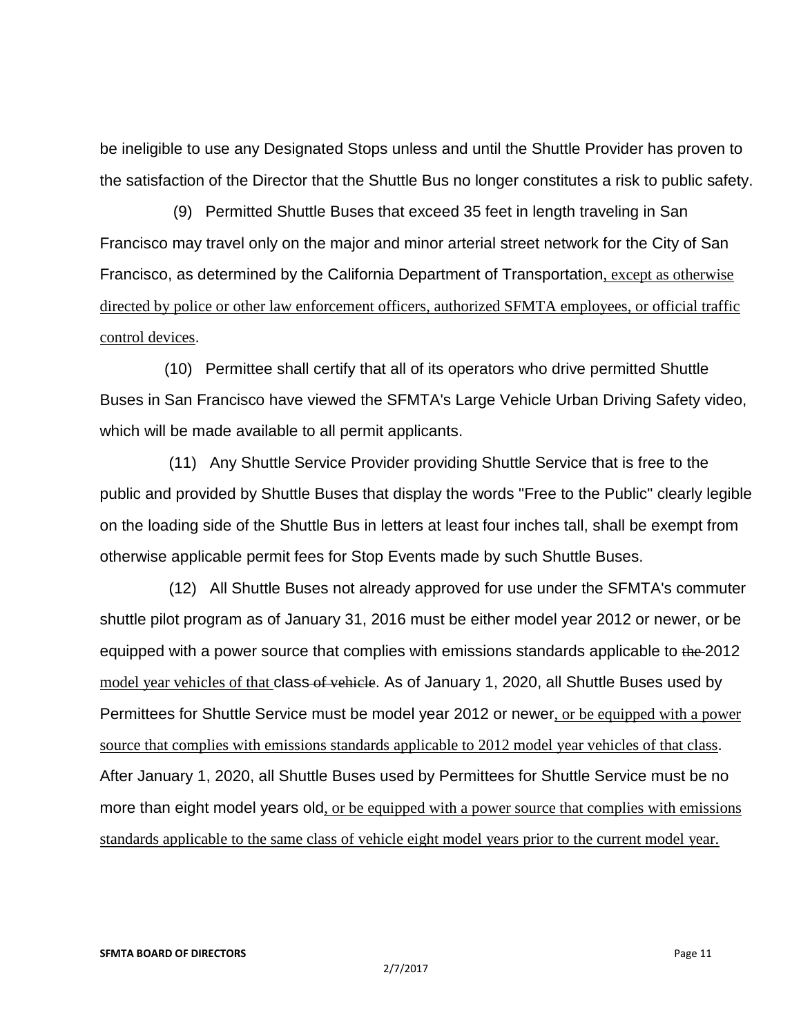be ineligible to use any Designated Stops unless and until the Shuttle Provider has proven to the satisfaction of the Director that the Shuttle Bus no longer constitutes a risk to public safety.

(9) Permitted Shuttle Buses that exceed 35 feet in length traveling in San Francisco may travel only on the major and minor arterial street network for the City of San Francisco, as determined by the California Department of Transportation<u>, except as otherwise directed by police or other law enforcement officers, authorized SFMTA employees, or official traffic control devices</u>.

(10) Permittee shall certify that all of its operators who drive permitted Shuttle Buses in San Francisco have viewed the SFMTA's Large Vehicle Urban Driving Safety video, which will be made available to all permit applicants.

(11) Any Shuttle Service Provider providing Shuttle Service that is free to the public and provided by Shuttle Buses that display the words "Free to the Public" clearly legible on the loading side of the Shuttle Bus in letters at least four inches tall, shall be exempt from otherwise applicable permit fees for Stop Events made by such Shuttle Buses.

(12) All Shuttle Buses not already approved for use under the SFMTA's commuter shuttle pilot program as of January 31, 2016 must be either model year 2012 or newer, or be equipped with a power source that complies with emissions standards applicable to ~~the~~ 2012 <u>model year vehicles of that</u> class ~~of vehicle~~. As of January 1, 2020, all Shuttle Buses used by Permittees for Shuttle Service must be model year 2012 or newer<u>, or be equipped with a power source that complies with emissions standards applicable to 2012 model year vehicles of that class</u>. After January 1, 2020, all Shuttle Buses used by Permittees for Shuttle Service must be no more than eight model years old<u>, or be equipped with a power source that complies with emissions standards applicable to the same class of vehicle eight model years prior to the current model year.</u>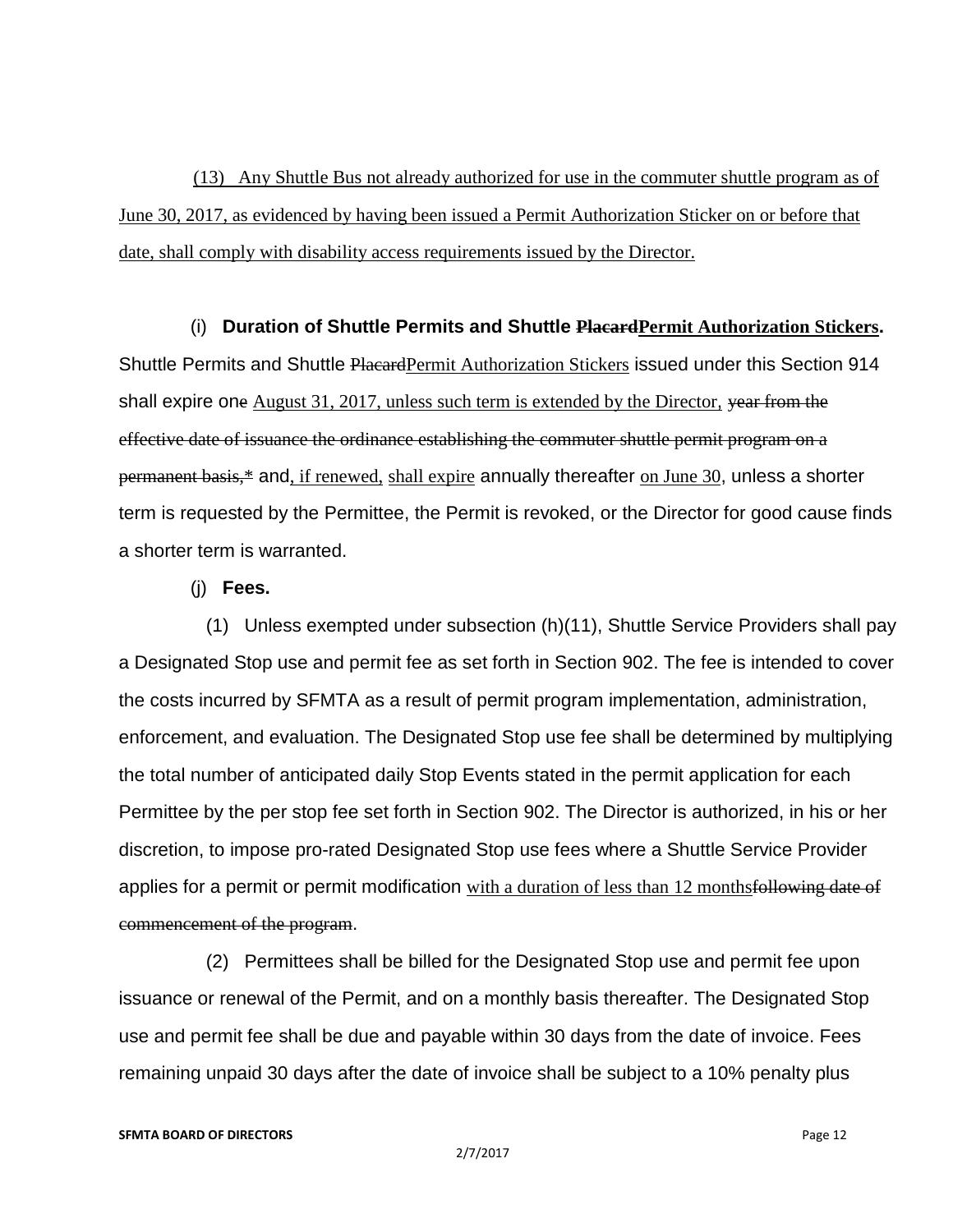(13) Any Shuttle Bus not already authorized for use in the commuter shuttle program as of June 30, 2017, as evidenced by having been issued a Permit Authorization Sticker on or before that date, shall comply with disability access requirements issued by the Director.

(i) **Duration of Shuttle Permits and Shuttle ~~Placard~~Permit Authorization Stickers.** Shuttle Permits and Shuttle ~~Placard~~Permit Authorization Stickers issued under this Section 914 shall expire on~~e~~ August 31, 2017, unless such term is extended by the Director, ~~year from the effective date of issuance the ordinance establishing the commuter shuttle permit program on a permanent basis,*~~ and, if renewed, shall expire annually thereafter on June 30, unless a shorter term is requested by the Permittee, the Permit is revoked, or the Director for good cause finds a shorter term is warranted.

(j) **Fees.**

(1) Unless exempted under subsection (h)(11), Shuttle Service Providers shall pay a Designated Stop use and permit fee as set forth in Section 902. The fee is intended to cover the costs incurred by SFMTA as a result of permit program implementation, administration, enforcement, and evaluation. The Designated Stop use fee shall be determined by multiplying the total number of anticipated daily Stop Events stated in the permit application for each Permittee by the per stop fee set forth in Section 902. The Director is authorized, in his or her discretion, to impose pro-rated Designated Stop use fees where a Shuttle Service Provider applies for a permit or permit modification with a duration of less than 12 months~~following date of commencement of the program~~.

(2) Permittees shall be billed for the Designated Stop use and permit fee upon issuance or renewal of the Permit, and on a monthly basis thereafter. The Designated Stop use and permit fee shall be due and payable within 30 days from the date of invoice. Fees remaining unpaid 30 days after the date of invoice shall be subject to a 10% penalty plus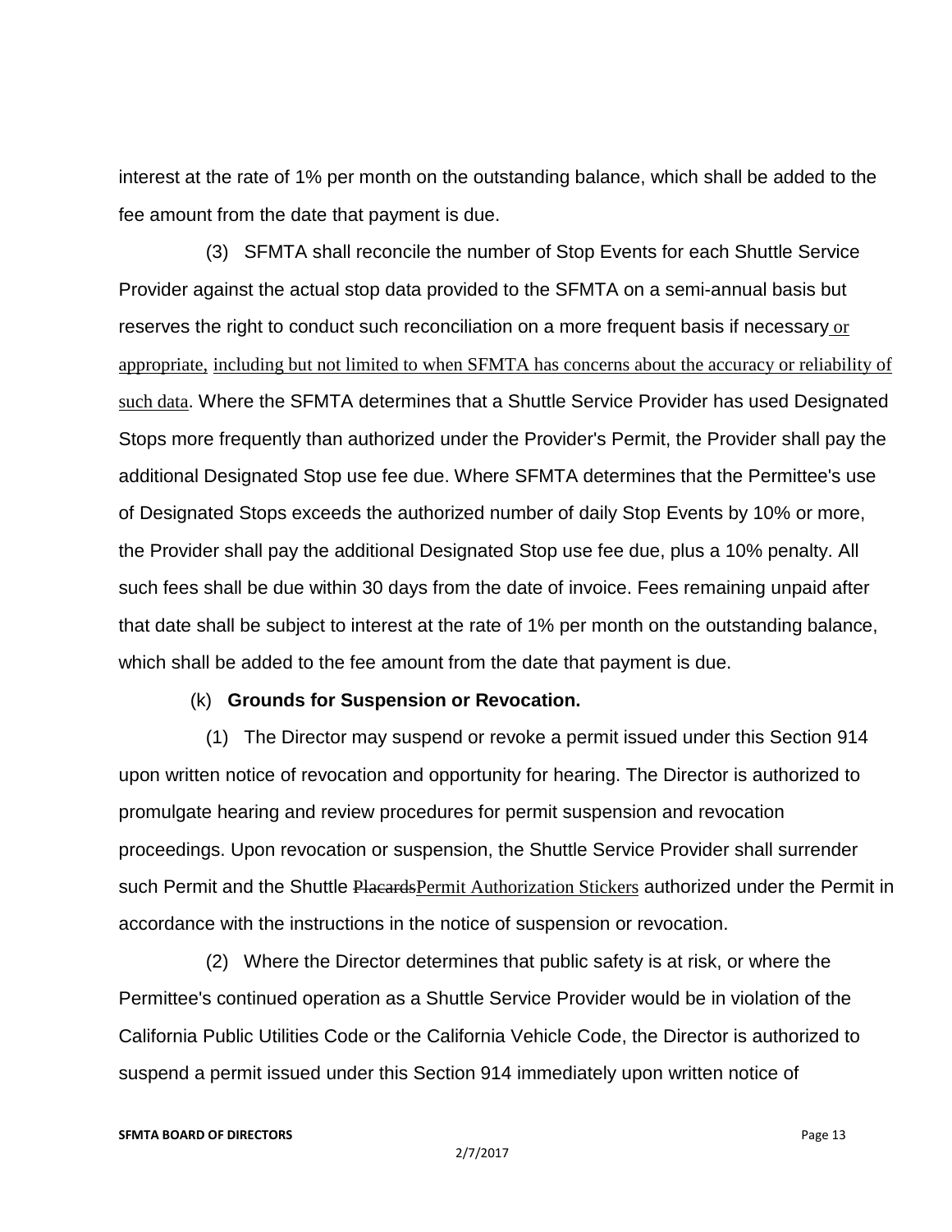interest at the rate of 1% per month on the outstanding balance, which shall be added to the fee amount from the date that payment is due.

(3) SFMTA shall reconcile the number of Stop Events for each Shuttle Service Provider against the actual stop data provided to the SFMTA on a semi-annual basis but reserves the right to conduct such reconciliation on a more frequent basis if necessary or appropriate, including but not limited to when SFMTA has concerns about the accuracy or reliability of such data. Where the SFMTA determines that a Shuttle Service Provider has used Designated Stops more frequently than authorized under the Provider's Permit, the Provider shall pay the additional Designated Stop use fee due. Where SFMTA determines that the Permittee's use of Designated Stops exceeds the authorized number of daily Stop Events by 10% or more, the Provider shall pay the additional Designated Stop use fee due, plus a 10% penalty. All such fees shall be due within 30 days from the date of invoice. Fees remaining unpaid after that date shall be subject to interest at the rate of 1% per month on the outstanding balance, which shall be added to the fee amount from the date that payment is due.

(k) **Grounds for Suspension or Revocation.**

(1) The Director may suspend or revoke a permit issued under this Section 914 upon written notice of revocation and opportunity for hearing. The Director is authorized to promulgate hearing and review procedures for permit suspension and revocation proceedings. Upon revocation or suspension, the Shuttle Service Provider shall surrender such Permit and the Shuttle ~~Placards~~Permit Authorization Stickers authorized under the Permit in accordance with the instructions in the notice of suspension or revocation.

(2) Where the Director determines that public safety is at risk, or where the Permittee's continued operation as a Shuttle Service Provider would be in violation of the California Public Utilities Code or the California Vehicle Code, the Director is authorized to suspend a permit issued under this Section 914 immediately upon written notice of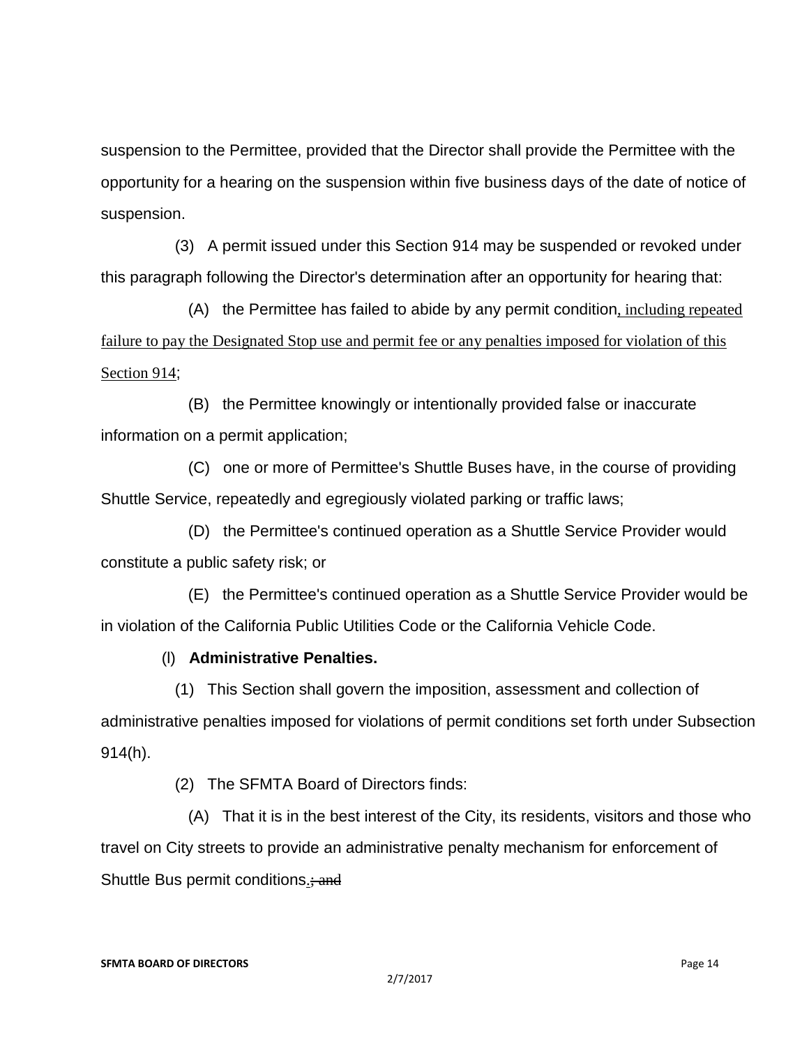suspension to the Permittee, provided that the Director shall provide the Permittee with the opportunity for a hearing on the suspension within five business days of the date of notice of suspension.

(3) A permit issued under this Section 914 may be suspended or revoked under this paragraph following the Director's determination after an opportunity for hearing that:

(A) the Permittee has failed to abide by any permit condition, including repeated failure to pay the Designated Stop use and permit fee or any penalties imposed for violation of this Section 914;

(B) the Permittee knowingly or intentionally provided false or inaccurate information on a permit application;

(C) one or more of Permittee's Shuttle Buses have, in the course of providing Shuttle Service, repeatedly and egregiously violated parking or traffic laws;

(D) the Permittee's continued operation as a Shuttle Service Provider would constitute a public safety risk; or

(E) the Permittee's continued operation as a Shuttle Service Provider would be in violation of the California Public Utilities Code or the California Vehicle Code.

(l) **Administrative Penalties.**

(1) This Section shall govern the imposition, assessment and collection of administrative penalties imposed for violations of permit conditions set forth under Subsection 914(h).

(2) The SFMTA Board of Directors finds:

(A) That it is in the best interest of the City, its residents, visitors and those who travel on City streets to provide an administrative penalty mechanism for enforcement of Shuttle Bus permit conditions.~~; and~~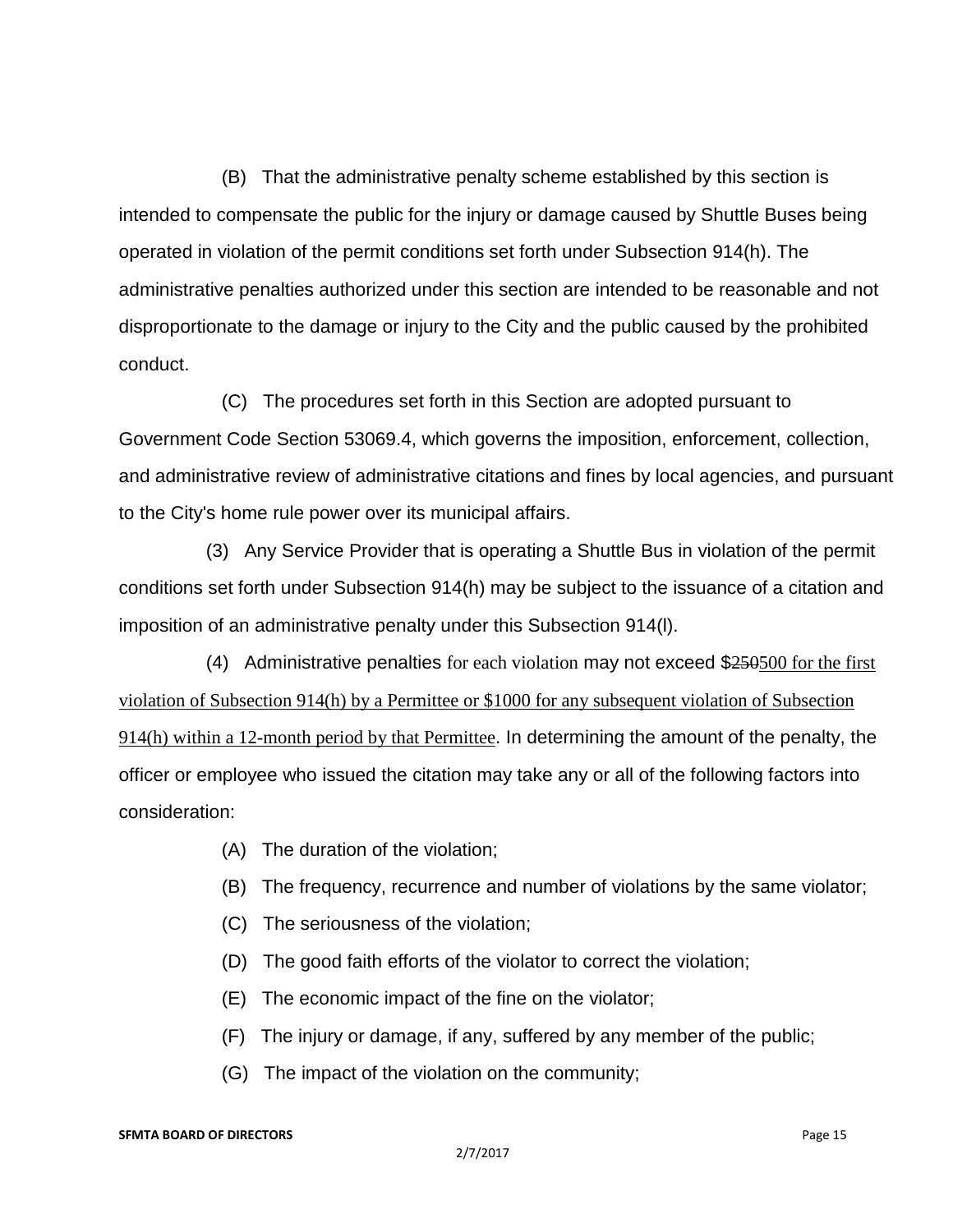(B) That the administrative penalty scheme established by this section is intended to compensate the public for the injury or damage caused by Shuttle Buses being operated in violation of the permit conditions set forth under Subsection 914(h). The administrative penalties authorized under this section are intended to be reasonable and not disproportionate to the damage or injury to the City and the public caused by the prohibited conduct.

(C) The procedures set forth in this Section are adopted pursuant to Government Code Section 53069.4, which governs the imposition, enforcement, collection, and administrative review of administrative citations and fines by local agencies, and pursuant to the City's home rule power over its municipal affairs.

(3) Any Service Provider that is operating a Shuttle Bus in violation of the permit conditions set forth under Subsection 914(h) may be subject to the issuance of a citation and imposition of an administrative penalty under this Subsection 914(l).

(4) Administrative penalties for each violation may not exceed $~~250~~<u>500 for the first violation of Subsection 914(h) by a Permittee or $1000 for any subsequent violation of Subsection 914(h) within a 12-month period by that Permittee</u>. In determining the amount of the penalty, the officer or employee who issued the citation may take any or all of the following factors into consideration:

(A) The duration of the violation;

(B) The frequency, recurrence and number of violations by the same violator;

(C) The seriousness of the violation;

(D) The good faith efforts of the violator to correct the violation;

(E) The economic impact of the fine on the violator;

(F) The injury or damage, if any, suffered by any member of the public;

(G) The impact of the violation on the community;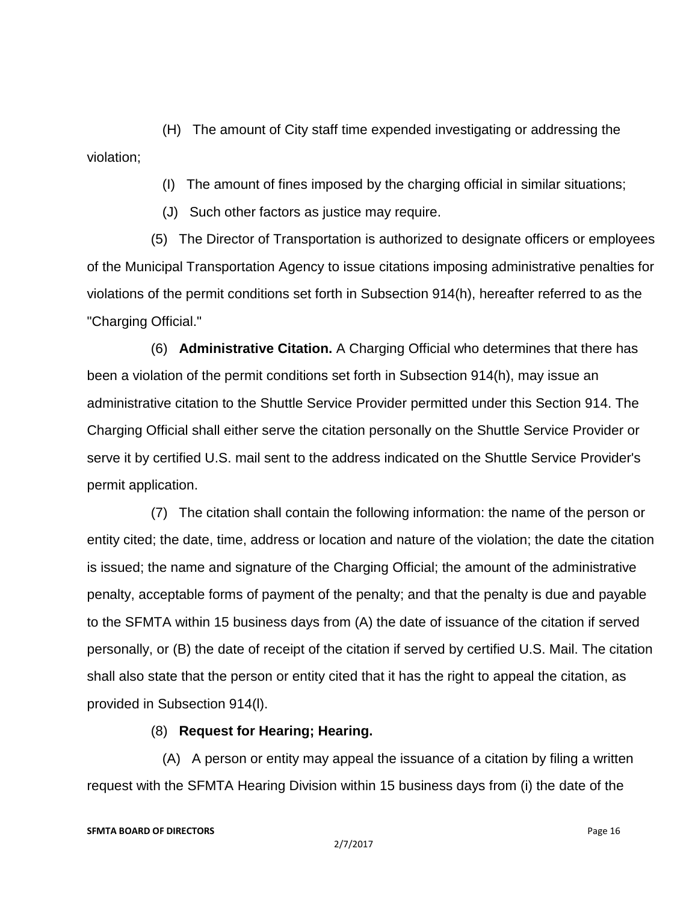(H) The amount of City staff time expended investigating or addressing the violation;

(I) The amount of fines imposed by the charging official in similar situations;

(J) Such other factors as justice may require.

(5) The Director of Transportation is authorized to designate officers or employees of the Municipal Transportation Agency to issue citations imposing administrative penalties for violations of the permit conditions set forth in Subsection 914(h), hereafter referred to as the "Charging Official."

(6) **Administrative Citation.** A Charging Official who determines that there has been a violation of the permit conditions set forth in Subsection 914(h), may issue an administrative citation to the Shuttle Service Provider permitted under this Section 914. The Charging Official shall either serve the citation personally on the Shuttle Service Provider or serve it by certified U.S. mail sent to the address indicated on the Shuttle Service Provider's permit application.

(7) The citation shall contain the following information: the name of the person or entity cited; the date, time, address or location and nature of the violation; the date the citation is issued; the name and signature of the Charging Official; the amount of the administrative penalty, acceptable forms of payment of the penalty; and that the penalty is due and payable to the SFMTA within 15 business days from (A) the date of issuance of the citation if served personally, or (B) the date of receipt of the citation if served by certified U.S. Mail. The citation shall also state that the person or entity cited that it has the right to appeal the citation, as provided in Subsection 914(l).

(8) **Request for Hearing; Hearing.**

(A) A person or entity may appeal the issuance of a citation by filing a written request with the SFMTA Hearing Division within 15 business days from (i) the date of the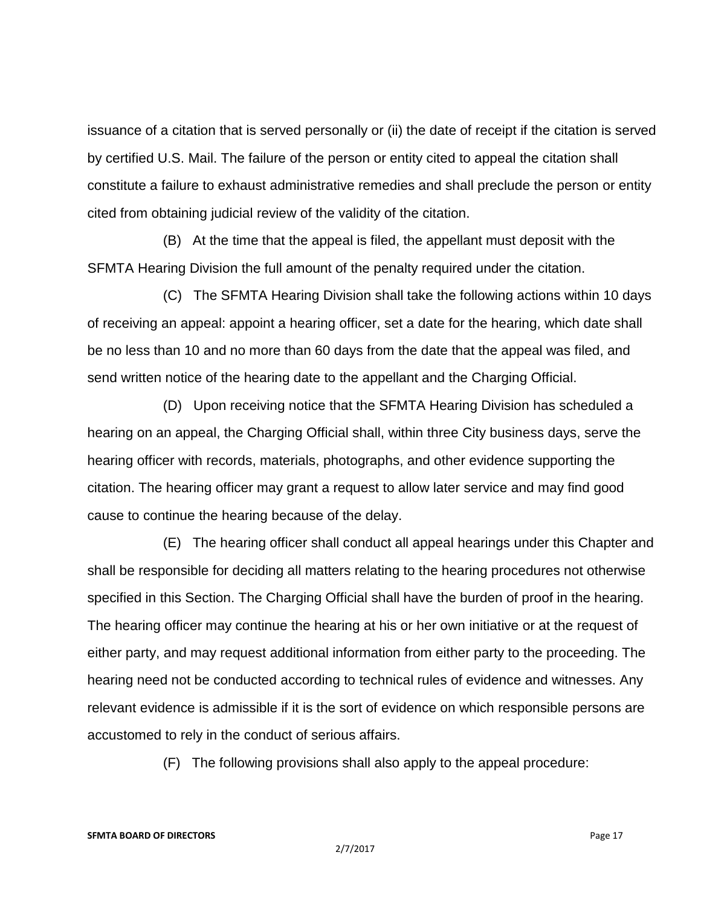issuance of a citation that is served personally or (ii) the date of receipt if the citation is served by certified U.S. Mail. The failure of the person or entity cited to appeal the citation shall constitute a failure to exhaust administrative remedies and shall preclude the person or entity cited from obtaining judicial review of the validity of the citation.

(B) At the time that the appeal is filed, the appellant must deposit with the SFMTA Hearing Division the full amount of the penalty required under the citation.

(C) The SFMTA Hearing Division shall take the following actions within 10 days of receiving an appeal: appoint a hearing officer, set a date for the hearing, which date shall be no less than 10 and no more than 60 days from the date that the appeal was filed, and send written notice of the hearing date to the appellant and the Charging Official.

(D) Upon receiving notice that the SFMTA Hearing Division has scheduled a hearing on an appeal, the Charging Official shall, within three City business days, serve the hearing officer with records, materials, photographs, and other evidence supporting the citation. The hearing officer may grant a request to allow later service and may find good cause to continue the hearing because of the delay.

(E) The hearing officer shall conduct all appeal hearings under this Chapter and shall be responsible for deciding all matters relating to the hearing procedures not otherwise specified in this Section. The Charging Official shall have the burden of proof in the hearing. The hearing officer may continue the hearing at his or her own initiative or at the request of either party, and may request additional information from either party to the proceeding. The hearing need not be conducted according to technical rules of evidence and witnesses. Any relevant evidence is admissible if it is the sort of evidence on which responsible persons are accustomed to rely in the conduct of serious affairs.

(F) The following provisions shall also apply to the appeal procedure: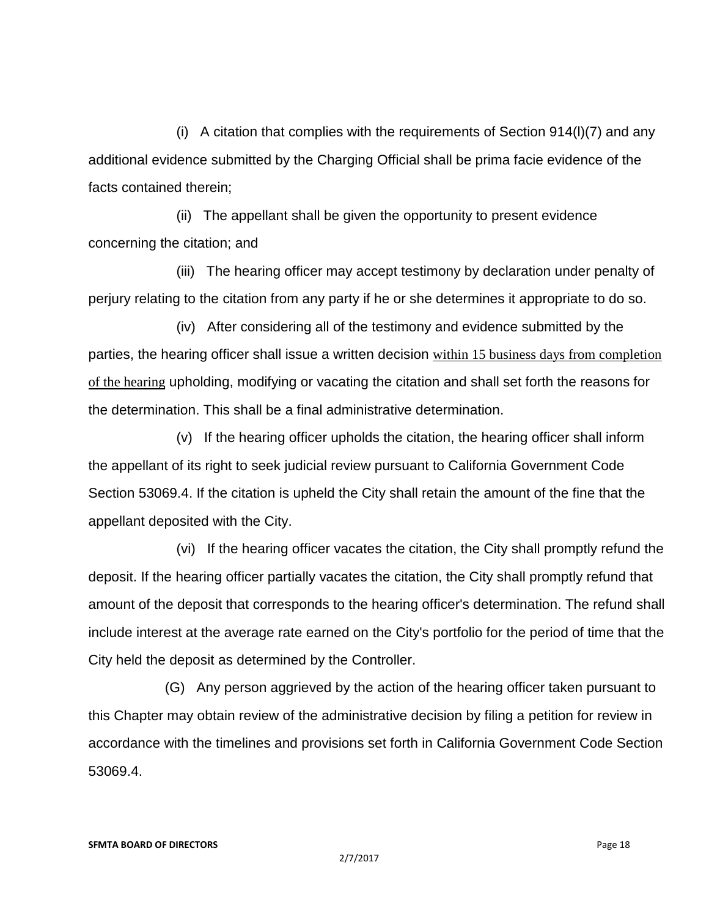(i) A citation that complies with the requirements of Section 914(l)(7) and any additional evidence submitted by the Charging Official shall be prima facie evidence of the facts contained therein;

(ii) The appellant shall be given the opportunity to present evidence concerning the citation; and

(iii) The hearing officer may accept testimony by declaration under penalty of perjury relating to the citation from any party if he or she determines it appropriate to do so.

(iv) After considering all of the testimony and evidence submitted by the parties, the hearing officer shall issue a written decision within 15 business days from completion of the hearing upholding, modifying or vacating the citation and shall set forth the reasons for the determination. This shall be a final administrative determination.

(v) If the hearing officer upholds the citation, the hearing officer shall inform the appellant of its right to seek judicial review pursuant to California Government Code Section 53069.4. If the citation is upheld the City shall retain the amount of the fine that the appellant deposited with the City.

(vi) If the hearing officer vacates the citation, the City shall promptly refund the deposit. If the hearing officer partially vacates the citation, the City shall promptly refund that amount of the deposit that corresponds to the hearing officer's determination. The refund shall include interest at the average rate earned on the City's portfolio for the period of time that the City held the deposit as determined by the Controller.

(G) Any person aggrieved by the action of the hearing officer taken pursuant to this Chapter may obtain review of the administrative decision by filing a petition for review in accordance with the timelines and provisions set forth in California Government Code Section 53069.4.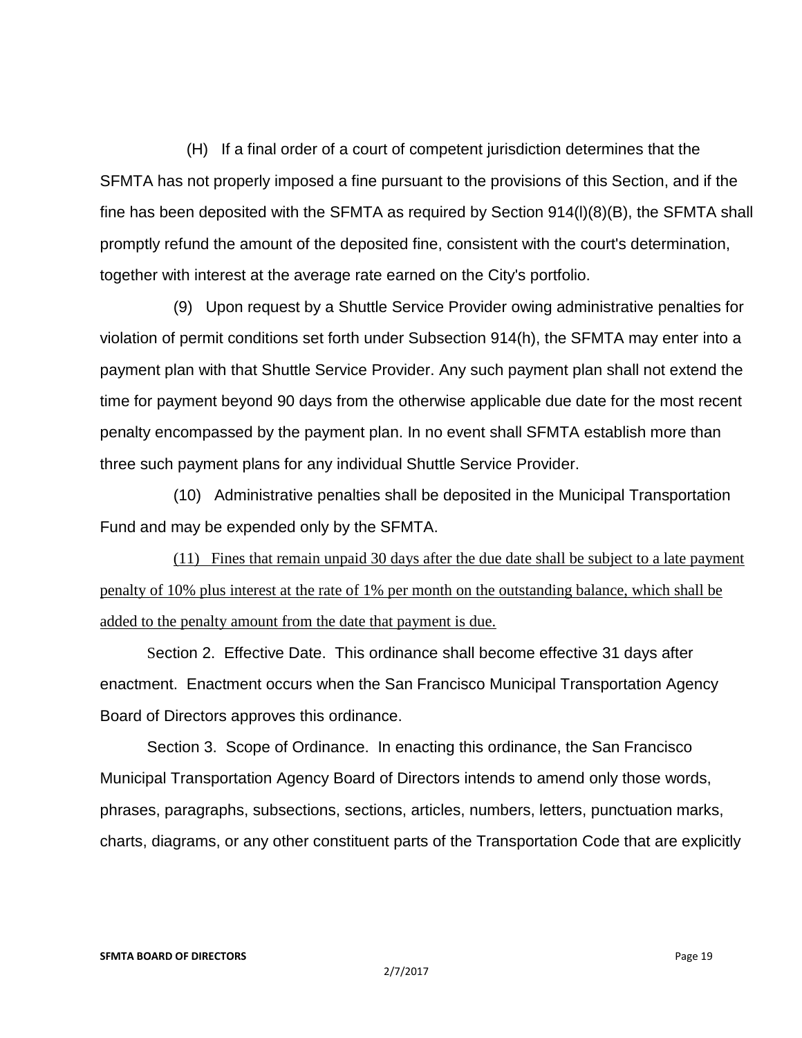(H) If a final order of a court of competent jurisdiction determines that the SFMTA has not properly imposed a fine pursuant to the provisions of this Section, and if the fine has been deposited with the SFMTA as required by Section 914(l)(8)(B), the SFMTA shall promptly refund the amount of the deposited fine, consistent with the court's determination, together with interest at the average rate earned on the City's portfolio.

(9) Upon request by a Shuttle Service Provider owing administrative penalties for violation of permit conditions set forth under Subsection 914(h), the SFMTA may enter into a payment plan with that Shuttle Service Provider. Any such payment plan shall not extend the time for payment beyond 90 days from the otherwise applicable due date for the most recent penalty encompassed by the payment plan. In no event shall SFMTA establish more than three such payment plans for any individual Shuttle Service Provider.

(10) Administrative penalties shall be deposited in the Municipal Transportation Fund and may be expended only by the SFMTA.

<u>(11) Fines that remain unpaid 30 days after the due date shall be subject to a late payment penalty of 10% plus interest at the rate of 1% per month on the outstanding balance, which shall be added to the penalty amount from the date that payment is due.</u>

Section 2. Effective Date. This ordinance shall become effective 31 days after enactment. Enactment occurs when the San Francisco Municipal Transportation Agency Board of Directors approves this ordinance.

Section 3. Scope of Ordinance. In enacting this ordinance, the San Francisco Municipal Transportation Agency Board of Directors intends to amend only those words, phrases, paragraphs, subsections, sections, articles, numbers, letters, punctuation marks, charts, diagrams, or any other constituent parts of the Transportation Code that are explicitly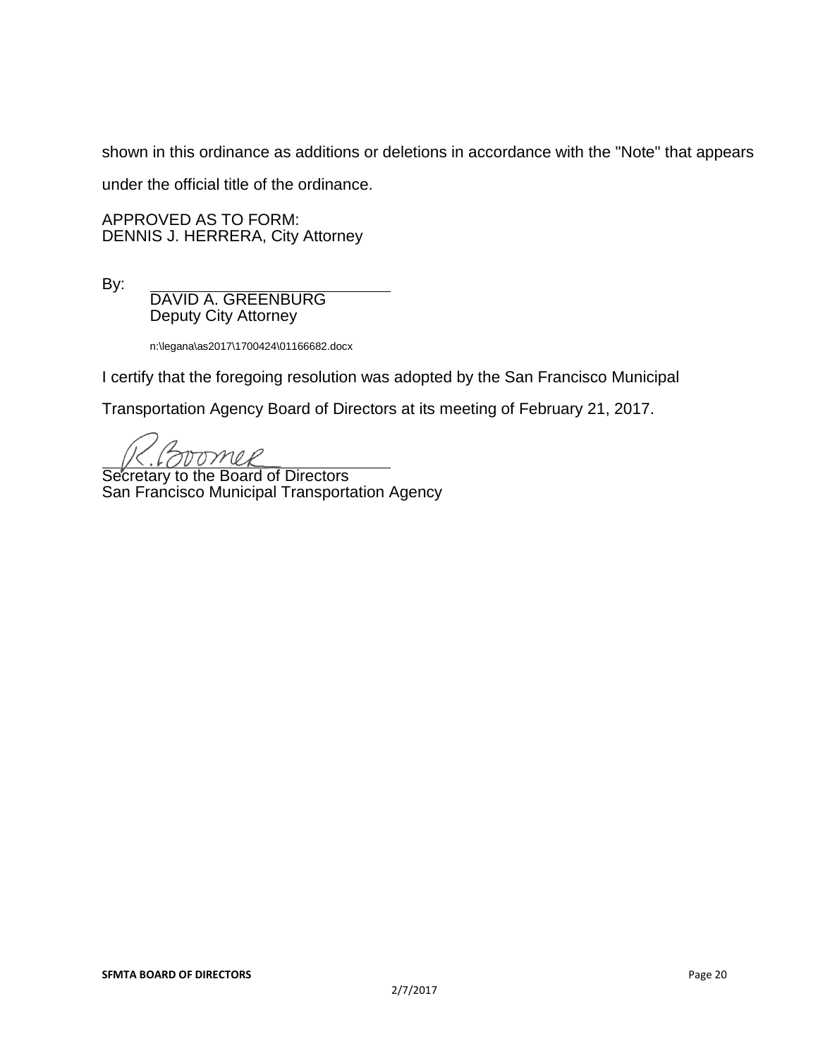shown in this ordinance as additions or deletions in accordance with the "Note" that appears under the official title of the ordinance.

APPROVED AS TO FORM:
DENNIS J. HERRERA, City Attorney

By: ____________________________
DAVID A. GREENBURG
Deputy City Attorney

n:\legana\as2017\1700424\01166682.docx

I certify that the foregoing resolution was adopted by the San Francisco Municipal Transportation Agency Board of Directors at its meeting of February 21, 2017.

R. Boomer
____________________________
Secretary to the Board of Directors
San Francisco Municipal Transportation Agency